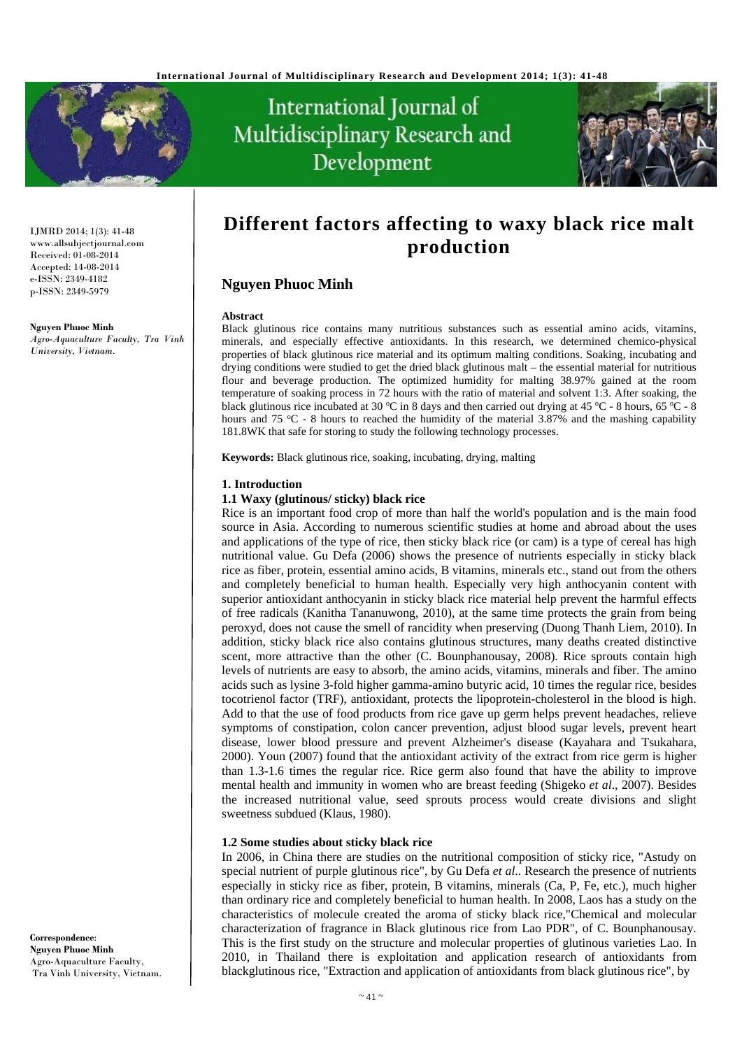# Different factors affecting to waxy black rice malt production

## Nguyen Phuoc Minh

IJMRD 2014; 1(3): 41-48
www.allsubjectjournal.com
Received: 01-08-2014
Accepted: 14-08-2014
e-ISSN: 2349-4182
p-ISSN: 2349-5979

**Nguyen Phuoc Minh**
*Agro-Aquaculture Faculty, Tra Vinh University, Vietnam.*

**Correspondence**:
**Nguyen Phuoc Minh**
Agro-Aquaculture Faculty,
Tra Vinh University, Vietnam.

**Abstract**

Black glutinous rice contains many nutritious substances such as essential amino acids, vitamins, minerals, and especially effective antioxidants. In this research, we determined chemico-physical properties of black glutinous rice material and its optimum malting conditions. Soaking, incubating and drying conditions were studied to get the dried black glutinous malt – the essential material for nutritious flour and beverage production. The optimized humidity for malting 38.97% gained at the room temperature of soaking process in 72 hours with the ratio of material and solvent 1:3. After soaking, the black glutinous rice incubated at 30 ºC in 8 days and then carried out drying at 45 ºC - 8 hours, 65 ºC - 8 hours and 75 ºC - 8 hours to reached the humidity of the material 3.87% and the mashing capability 181.8WK that safe for storing to study the following technology processes.

**Keywords:** Black glutinous rice, soaking, incubating, drying, malting

### 1. Introduction

#### 1.1 Waxy (glutinous/ sticky) black rice

Rice is an important food crop of more than half the world's population and is the main food source in Asia. According to numerous scientific studies at home and abroad about the uses and applications of the type of rice, then sticky black rice (or cam) is a type of cereal has high nutritional value. Gu Defa (2006) shows the presence of nutrients especially in sticky black rice as fiber, protein, essential amino acids, B vitamins, minerals etc., stand out from the others and completely beneficial to human health. Especially very high anthocyanin content with superior antioxidant anthocyanin in sticky black rice material help prevent the harmful effects of free radicals (Kanitha Tananuwong, 2010), at the same time protects the grain from being peroxyd, does not cause the smell of rancidity when preserving (Duong Thanh Liem, 2010). In addition, sticky black rice also contains glutinous structures, many deaths created distinctive scent, more attractive than the other (C. Bounphanousay, 2008). Rice sprouts contain high levels of nutrients are easy to absorb, the amino acids, vitamins, minerals and fiber. The amino acids such as lysine 3-fold higher gamma-amino butyric acid, 10 times the regular rice, besides tocotrienol factor (TRF), antioxidant, protects the lipoprotein-cholesterol in the blood is high. Add to that the use of food products from rice gave up germ helps prevent headaches, relieve symptoms of constipation, colon cancer prevention, adjust blood sugar levels, prevent heart disease, lower blood pressure and prevent Alzheimer's disease (Kayahara and Tsukahara, 2000). Youn (2007) found that the antioxidant activity of the extract from rice germ is higher than 1.3-1.6 times the regular rice. Rice germ also found that have the ability to improve mental health and immunity in women who are breast feeding (Shigeko *et al*., 2007). Besides the increased nutritional value, seed sprouts process would create divisions and slight sweetness subdued (Klaus, 1980).

#### 1.2 Some studies about sticky black rice

In 2006, in China there are studies on the nutritional composition of sticky rice, "Astudy on special nutrient of purple glutinous rice", by Gu Defa *et al*.. Research the presence of nutrients especially in sticky rice as fiber, protein, B vitamins, minerals (Ca, P, Fe, etc.), much higher than ordinary rice and completely beneficial to human health. In 2008, Laos has a study on the characteristics of molecule created the aroma of sticky black rice,"Chemical and molecular characterization of fragrance in Black glutinous rice from Lao PDR", of C. Bounphanousay. This is the first study on the structure and molecular properties of glutinous varieties Lao. In 2010, in Thailand there is exploitation and application research of antioxidants from blackglutinous rice, "Extraction and application of antioxidants from black glutinous rice", by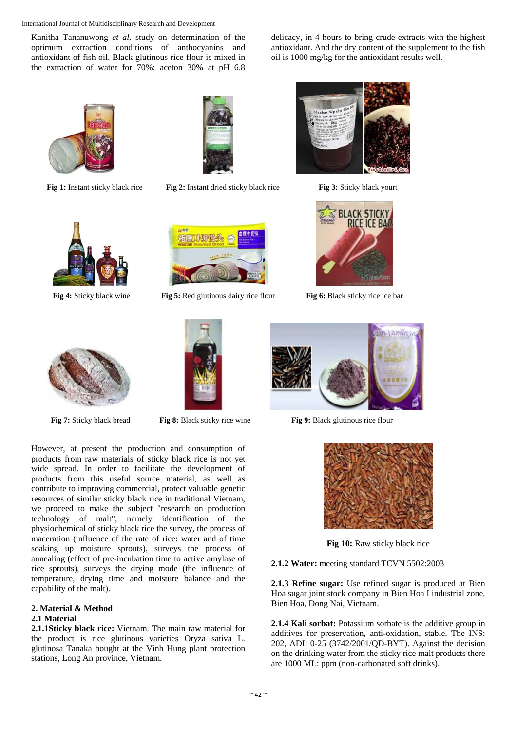Kanitha Tananuwong *et al*. study on determination of the optimum extraction conditions of anthocyanins and antioxidant of fish oil. Black glutinous rice flour is mixed in the extraction of water for 70%: aceton 30% at pH 6.8 delicacy, in 4 hours to bring crude extracts with the highest antioxidant. And the dry content of the supplement to the fish oil is 1000 mg/kg for the antioxidant results well.

**Fig 1:** Instant sticky black rice

**Fig 2:** Instant dried sticky black rice

**Fig 3:** Sticky black yourt

**Fig 4:** Sticky black wine

**Fig 5:** Red glutinous dairy rice flour

**Fig 6:** Black sticky rice ice bar

**Fig 7:** Sticky black bread

**Fig 8:** Black sticky rice wine

**Fig 9:** Black glutinous rice flour

However, at present the production and consumption of products from raw materials of sticky black rice is not yet wide spread. In order to facilitate the development of products from this useful source material, as well as contribute to improving commercial, protect valuable genetic resources of similar sticky black rice in traditional Vietnam, we proceed to make the subject "research on production technology of malt", namely identification of the physiochemical of sticky black rice the survey, the process of maceration (influence of the rate of rice: water and of time soaking up moisture sprouts), surveys the process of annealing (effect of pre-incubation time to active amylase of rice sprouts), surveys the drying mode (the influence of temperature, drying time and moisture balance and the capability of the malt).

## 2. Material & Method

### 2.1 Material

**2.1.1Sticky black rice:** Vietnam. The main raw material for the product is rice glutinous varieties Oryza sativa L. glutinosa Tanaka bought at the Vinh Hung plant protection stations, Long An province, Vietnam.

**Fig 10:** Raw sticky black rice

**2.1.2 Water:** meeting standard TCVN 5502:2003

**2.1.3 Refine sugar:** Use refined sugar is produced at Bien Hoa sugar joint stock company in Bien Hoa I industrial zone, Bien Hoa, Dong Nai, Vietnam.

**2.1.4 Kali sorbat:** Potassium sorbate is the additive group in additives for preservation, anti-oxidation, stable. The INS: 202, ADI: 0-25 (3742/2001/QD-BYT). Against the decision on the drinking water from the sticky rice malt products there are 1000 ML: ppm (non-carbonated soft drinks).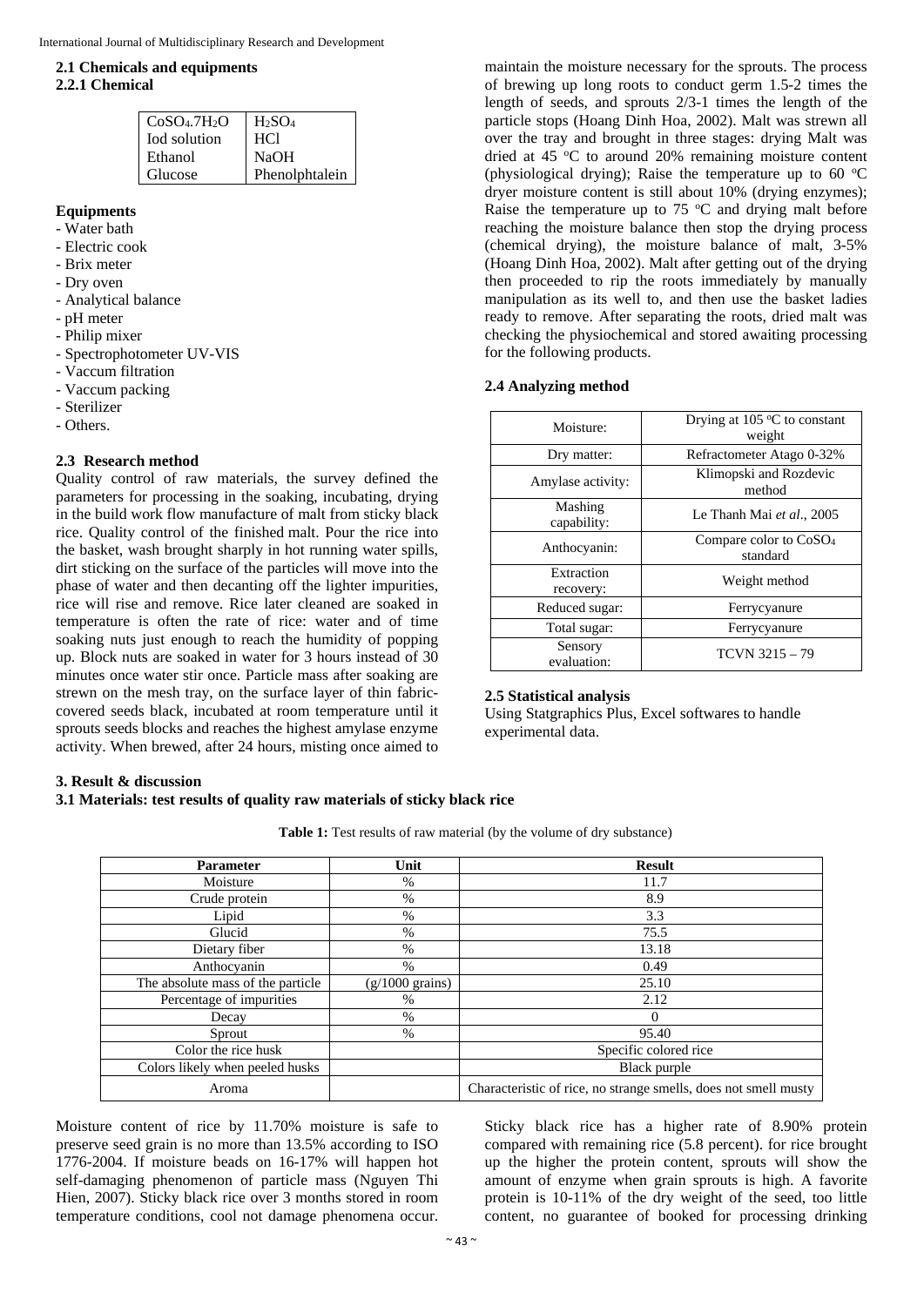### 2.1 Chemicals and equipments

#### 2.2.1 Chemical

| | |
|---|---|
| $CoSO_4.7H_2O$ | $H_2SO_4$ |
| Iod solution | HCl |
| Ethanol | NaOH |
| Glucose | Phenolphtalein |

**Equipments**

- Water bath
- Electric cook
- Brix meter
- Dry oven
- Analytical balance
- pH meter
- Philip mixer
- Spectrophotometer UV-VIS
- Vaccum filtration
- Vaccum packing
- Sterilizer
- Others.

### 2.3 Research method

Quality control of raw materials, the survey defined the parameters for processing in the soaking, incubating, drying in the build work flow manufacture of malt from sticky black rice. Quality control of the finished malt. Pour the rice into the basket, wash brought sharply in hot running water spills, dirt sticking on the surface of the particles will move into the phase of water and then decanting off the lighter impurities, rice will rise and remove. Rice later cleaned are soaked in temperature is often the rate of rice: water and of time soaking nuts just enough to reach the humidity of popping up. Block nuts are soaked in water for 3 hours instead of 30 minutes once water stir once. Particle mass after soaking are strewn on the mesh tray, on the surface layer of thin fabric-covered seeds black, incubated at room temperature until it sprouts seeds blocks and reaches the highest amylase enzyme activity. When brewed, after 24 hours, misting once aimed to maintain the moisture necessary for the sprouts. The process of brewing up long roots to conduct germ 1.5-2 times the length of seeds, and sprouts 2/3-1 times the length of the particle stops (Hoang Dinh Hoa, 2002). Malt was strewn all over the tray and brought in three stages: drying Malt was dried at 45 $^oC$ to around 20% remaining moisture content (physiological drying); Raise the temperature up to 60 $^oC$ dryer moisture content is still about 10% (drying enzymes); Raise the temperature up to 75 $^oC$ and drying malt before reaching the moisture balance then stop the drying process (chemical drying), the moisture balance of malt, 3-5% (Hoang Dinh Hoa, 2002). Malt after getting out of the drying then proceeded to rip the roots immediately by manually manipulation as its well to, and then use the basket ladies ready to remove. After separating the roots, dried malt was checking the physiochemical and stored awaiting processing for the following products.

### 2.4 Analyzing method

| | |
|---|---|
| Moisture: | Drying at 105 $^oC$ to constant weight |
| Dry matter: | Refractometer Atago 0-32% |
| Amylase activity: | Klimopski and Rozdevic method |
| Mashing capability: | Le Thanh Mai *et al*., 2005 |
| Anthocyanin: | Compare color to $CoSO_4$ standard |
| Extraction recovery: | Weight method |
| Reduced sugar: | Ferrycyanure |
| Total sugar: | Ferrycyanure |
| Sensory evaluation: | TCVN 3215 – 79 |

### 2.5 Statistical analysis

Using Statgraphics Plus, Excel softwares to handle experimental data.

## 3. Result & discussion

### 3.1 Materials: test results of quality raw materials of sticky black rice

**Table 1:** Test results of raw material (by the volume of dry substance)

| Parameter | Unit | Result |
|---|---|---|
| Moisture | % | 11.7 |
| Crude protein | % | 8.9 |
| Lipid | % | 3.3 |
| Glucid | % | 75.5 |
| Dietary fiber | % | 13.18 |
| Anthocyanin | % | 0.49 |
| The absolute mass of the particle | (g/1000 grains) | 25.10 |
| Percentage of impurities | % | 2.12 |
| Decay | % | 0 |
| Sprout | % | 95.40 |
| Color the rice husk | | Specific colored rice |
| Colors likely when peeled husks | | Black purple |
| Aroma | | Characteristic of rice, no strange smells, does not smell musty |

Moisture content of rice by 11.70% moisture is safe to preserve seed grain is no more than 13.5% according to ISO 1776-2004. If moisture beads on 16-17% will happen hot self-damaging phenomenon of particle mass (Nguyen Thi Hien, 2007). Sticky black rice over 3 months stored in room temperature conditions, cool not damage phenomena occur.

Sticky black rice has a higher rate of 8.90% protein compared with remaining rice (5.8 percent). for rice brought up the higher the protein content, sprouts will show the amount of enzyme when grain sprouts is high. A favorite protein is 10-11% of the dry weight of the seed, too little content, no guarantee of booked for processing drinking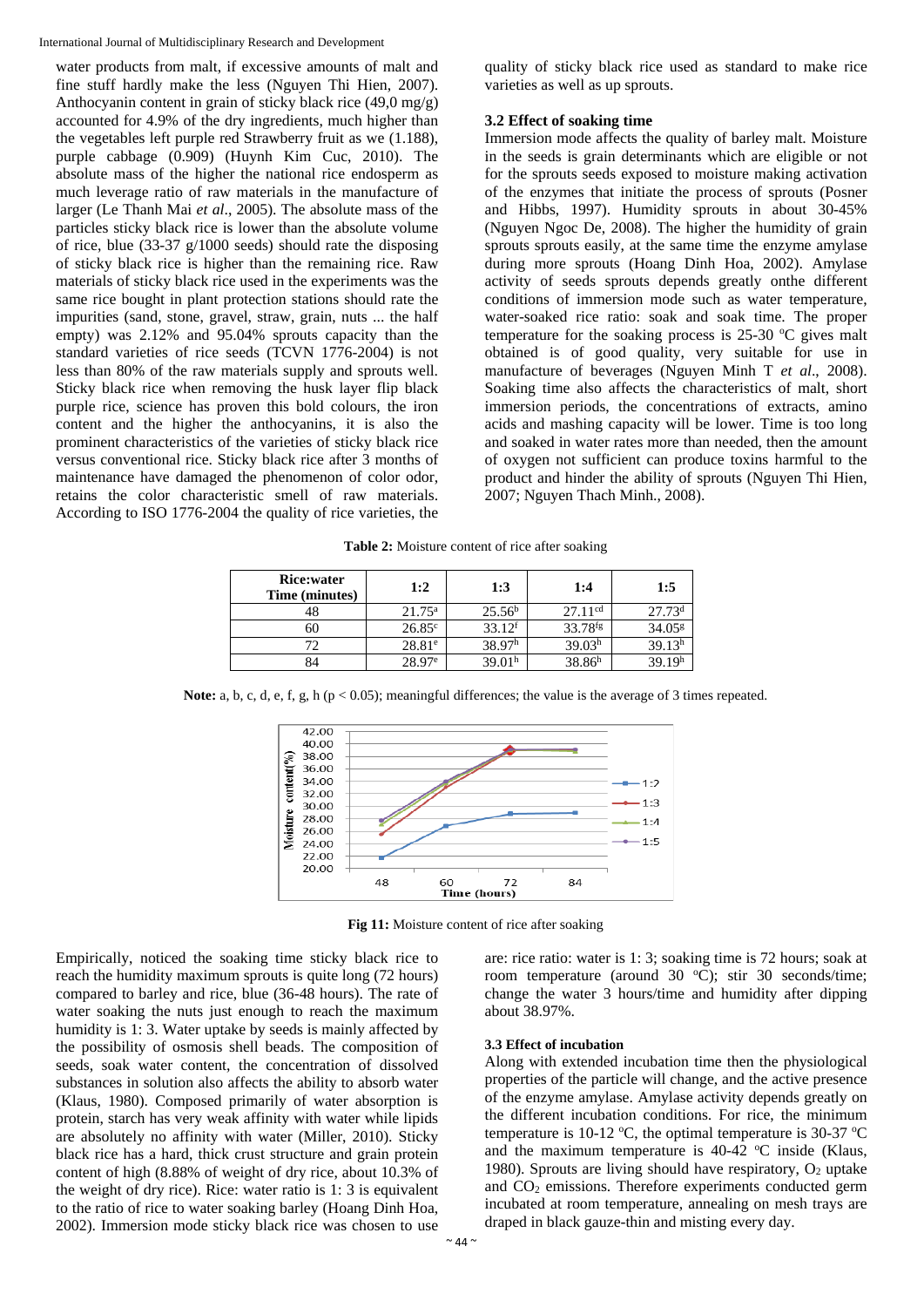water products from malt, if excessive amounts of malt and fine stuff hardly make the less (Nguyen Thi Hien, 2007). Anthocyanin content in grain of sticky black rice (49,0 mg/g) accounted for 4.9% of the dry ingredients, much higher than the vegetables left purple red Strawberry fruit as we (1.188), purple cabbage (0.909) (Huynh Kim Cuc, 2010). The absolute mass of the higher the national rice endosperm as much leverage ratio of raw materials in the manufacture of larger (Le Thanh Mai *et al*., 2005). The absolute mass of the particles sticky black rice is lower than the absolute volume of rice, blue (33-37 g/1000 seeds) should rate the disposing of sticky black rice is higher than the remaining rice. Raw materials of sticky black rice used in the experiments was the same rice bought in plant protection stations should rate the impurities (sand, stone, gravel, straw, grain, nuts ... the half empty) was 2.12% and 95.04% sprouts capacity than the standard varieties of rice seeds (TCVN 1776-2004) is not less than 80% of the raw materials supply and sprouts well. Sticky black rice when removing the husk layer flip black purple rice, science has proven this bold colours, the iron content and the higher the anthocyanins, it is also the prominent characteristics of the varieties of sticky black rice versus conventional rice. Sticky black rice after 3 months of maintenance have damaged the phenomenon of color odor, retains the color characteristic smell of raw materials. According to ISO 1776-2004 the quality of rice varieties, the quality of sticky black rice used as standard to make rice varieties as well as up sprouts.

### 3.2 Effect of soaking time

Immersion mode affects the quality of barley malt. Moisture in the seeds is grain determinants which are eligible or not for the sprouts seeds exposed to moisture making activation of the enzymes that initiate the process of sprouts (Posner and Hibbs, 1997). Humidity sprouts in about 30-45% (Nguyen Ngoc De, 2008). The higher the humidity of grain sprouts sprouts easily, at the same time the enzyme amylase during more sprouts (Hoang Dinh Hoa, 2002). Amylase activity of seeds sprouts depends greatly onthe different conditions of immersion mode such as water temperature, water-soaked rice ratio: soak and soak time. The proper temperature for the soaking process is 25-30 °C gives malt obtained is of good quality, very suitable for use in manufacture of beverages (Nguyen Minh T *et al*., 2008). Soaking time also affects the characteristics of malt, short immersion periods, the concentrations of extracts, amino acids and mashing capacity will be lower. Time is too long and soaked in water rates more than needed, then the amount of oxygen not sufficient can produce toxins harmful to the product and hinder the ability of sprouts (Nguyen Thi Hien, 2007; Nguyen Thach Minh., 2008).

**Table 2:** Moisture content of rice after soaking

| Rice:water Time (minutes) | 1:2 | 1:3 | 1:4 | 1:5 |
|---|---|---|---|---|
| 48 | $21.75^{a}$ | $25.56^{b}$ | $27.11^{cd}$ | $27.73^{d}$ |
| 60 | $26.85^{c}$ | $33.12^{f}$ | $33.78^{fg}$ | $34.05^{g}$ |
| 72 | $28.81^{e}$ | $38.97^{h}$ | $39.03^{h}$ | $39.13^{h}$ |
| 84 | $28.97^{e}$ | $39.01^{h}$ | $38.86^{h}$ | $39.19^{h}$ |

**Note:** a, b, c, d, e, f, g, h ($p < 0.05$); meaningful differences; the value is the average of 3 times repeated.

**Fig 11:** Moisture content of rice after soaking

Empirically, noticed the soaking time sticky black rice to reach the humidity maximum sprouts is quite long (72 hours) compared to barley and rice, blue (36-48 hours). The rate of water soaking the nuts just enough to reach the maximum humidity is 1: 3. Water uptake by seeds is mainly affected by the possibility of osmosis shell beads. The composition of seeds, soak water content, the concentration of dissolved substances in solution also affects the ability to absorb water (Klaus, 1980). Composed primarily of water absorption is protein, starch has very weak affinity with water while lipids are absolutely no affinity with water (Miller, 2010). Sticky black rice has a hard, thick crust structure and grain protein content of high (8.88% of weight of dry rice, about 10.3% of the weight of dry rice). Rice: water ratio is 1: 3 is equivalent to the ratio of rice to water soaking barley (Hoang Dinh Hoa, 2002). Immersion mode sticky black rice was chosen to use are: rice ratio: water is 1: 3; soaking time is 72 hours; soak at room temperature (around 30 °C); stir 30 seconds/time; change the water 3 hours/time and humidity after dipping about 38.97%.

### 3.3 Effect of incubation

Along with extended incubation time then the physiological properties of the particle will change, and the active presence of the enzyme amylase. Amylase activity depends greatly on the different incubation conditions. For rice, the minimum temperature is 10-12 °C, the optimal temperature is 30-37 °C and the maximum temperature is 40-42 °C inside (Klaus, 1980). Sprouts are living should have respiratory, $O_2$ uptake and $CO_2$ emissions. Therefore experiments conducted germ incubated at room temperature, annealing on mesh trays are draped in black gauze-thin and misting every day.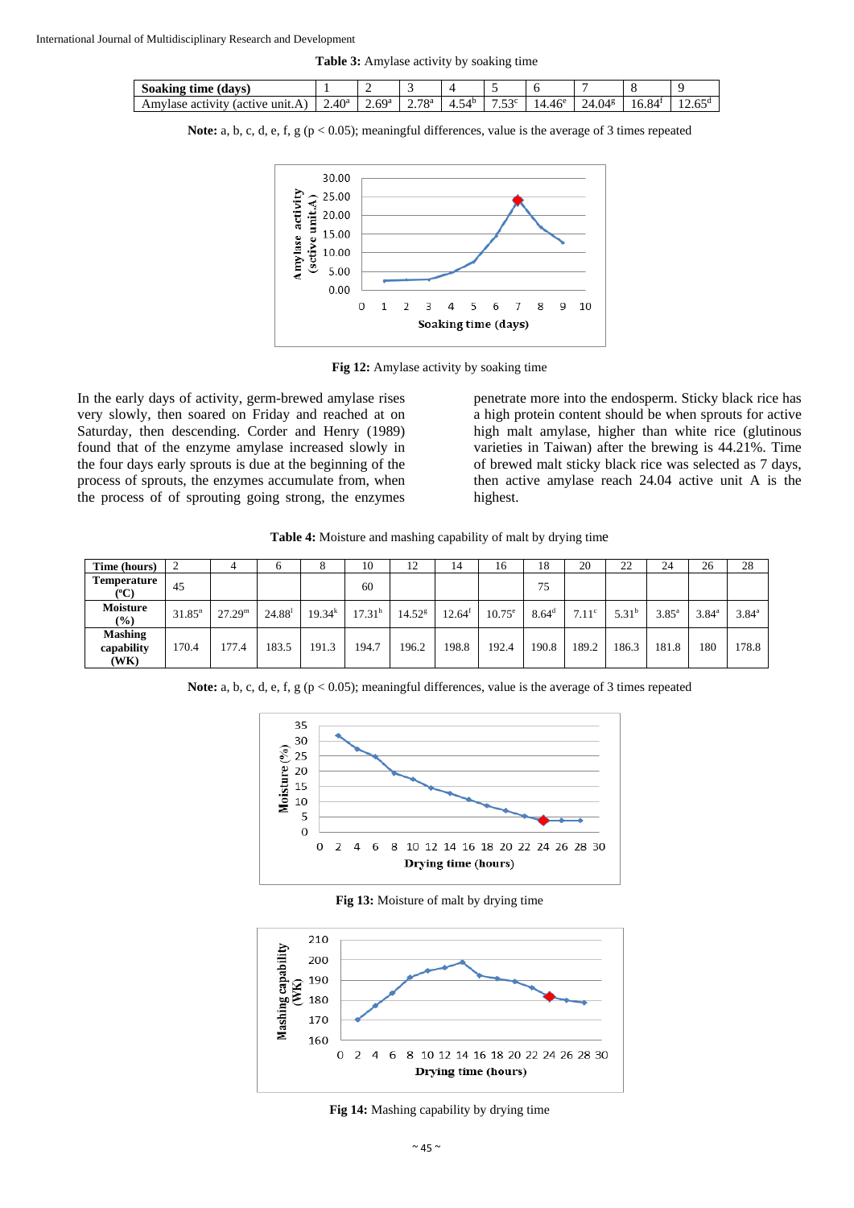**Table 3:** Amylase activity by soaking time

| Soaking time (days) | 1 | 2 | 3 | 4 | 5 | 6 | 7 | 8 | 9 |
|---|---|---|---|---|---|---|---|---|---|
| Amylase activity (active unit.A) | 2.40[a] | 2.69[a] | 2.78[a] | 4.54[b] | 7.53[c] | 14.46[e] | 24.04[g] | 16.84[f] | 12.65[d] |

**Note:** a, b, c, d, e, f, g ($p < 0.05$); meaningful differences, value is the average of 3 times repeated

**Fig 12:** Amylase activity by soaking time

In the early days of activity, germ-brewed amylase rises very slowly, then soared on Friday and reached at on Saturday, then descending. Corder and Henry (1989) found that of the enzyme amylase increased slowly in the four days early sprouts is due at the beginning of the process of sprouts, the enzymes accumulate from, when the process of of sprouting going strong, the enzymes penetrate more into the endosperm. Sticky black rice has a high protein content should be when sprouts for active high malt amylase, higher than white rice (glutinous varieties in Taiwan) after the brewing is 44.21%. Time of brewed malt sticky black rice was selected as 7 days, then active amylase reach 24.04 active unit A is the highest.

**Table 4:** Moisture and mashing capability of malt by drying time

| Time (hours) | 2 | 4 | 6 | 8 | 10 | 12 | 14 | 16 | 18 | 20 | 22 | 24 | 26 | 28 |
|---|---|---|---|---|---|---|---|---|---|---|---|---|---|---|
| Temperature (°C) | 45 | | | | 60 | | | | 75 | | | | | |
| Moisture (%) | 31.85[n] | 27.29[m] | 24.88[l] | 19.34[k] | 17.31[h] | 14.52[g] | 12.64[f] | 10.75[e] | 8.64[d] | 7.11[c] | 5.31[b] | 3.85[a] | 3.84[a] | 3.84[a] |
| Mashing capability (WK) | 170.4 | 177.4 | 183.5 | 191.3 | 194.7 | 196.2 | 198.8 | 192.4 | 190.8 | 189.2 | 186.3 | 181.8 | 180 | 178.8 |

**Note:** a, b, c, d, e, f, g ($p < 0.05$); meaningful differences, value is the average of 3 times repeated

**Fig 13:** Moisture of malt by drying time

**Fig 14:** Mashing capability by drying time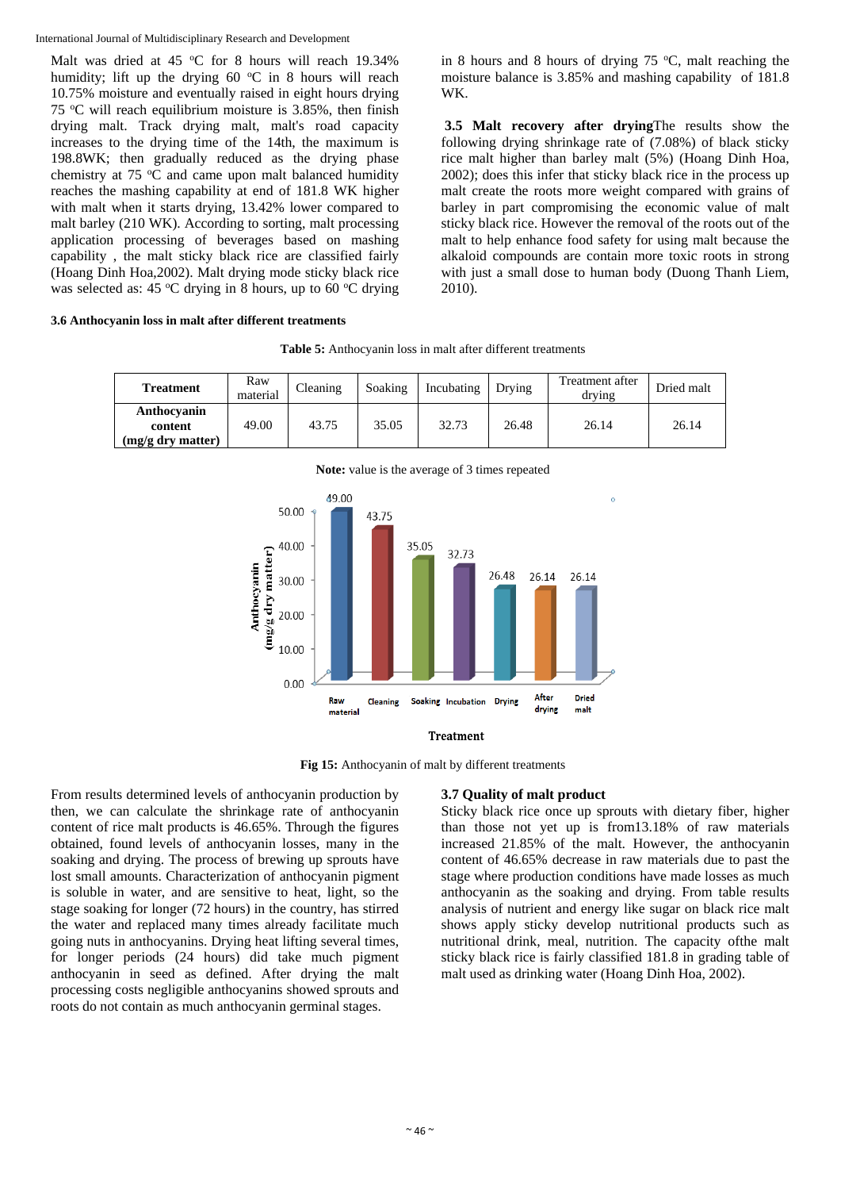Malt was dried at 45 °C for 8 hours will reach 19.34% humidity; lift up the drying 60 °C in 8 hours will reach 10.75% moisture and eventually raised in eight hours drying 75 °C will reach equilibrium moisture is 3.85%, then finish drying malt. Track drying malt, malt's road capacity increases to the drying time of the 14th, the maximum is 198.8WK; then gradually reduced as the drying phase chemistry at 75 °C and came upon malt balanced humidity reaches the mashing capability at end of 181.8 WK higher with malt when it starts drying, 13.42% lower compared to malt barley (210 WK). According to sorting, malt processing application processing of beverages based on mashing capability , the malt sticky black rice are classified fairly (Hoang Dinh Hoa,2002). Malt drying mode sticky black rice was selected as: 45 °C drying in 8 hours, up to 60 °C drying in 8 hours and 8 hours of drying 75 °C, malt reaching the moisture balance is 3.85% and mashing capability of 181.8 WK.

**3.5 Malt recovery after drying**The results show the following drying shrinkage rate of (7.08%) of black sticky rice malt higher than barley malt (5%) (Hoang Dinh Hoa, 2002); does this infer that sticky black rice in the process up malt create the roots more weight compared with grains of barley in part compromising the economic value of malt sticky black rice. However the removal of the roots out of the malt to help enhance food safety for using malt because the alkaloid compounds are contain more toxic roots in strong with just a small dose to human body (Duong Thanh Liem, 2010).

### 3.6 Anthocyanin loss in malt after different treatments

**Table 5:** Anthocyanin loss in malt after different treatments

| Treatment | Raw material | Cleaning | Soaking | Incubating | Drying | Treatment after drying | Dried malt |
|---|---|---|---|---|---|---|---|
| **Anthocyanin content (mg/g dry matter)** | 49.00 | 43.75 | 35.05 | 32.73 | 26.48 | 26.14 | 26.14 |

**Note:** value is the average of 3 times repeated

**Fig 15:** Anthocyanin of malt by different treatments

From results determined levels of anthocyanin production by then, we can calculate the shrinkage rate of anthocyanin content of rice malt products is 46.65%. Through the figures obtained, found levels of anthocyanin losses, many in the soaking and drying. The process of brewing up sprouts have lost small amounts. Characterization of anthocyanin pigment is soluble in water, and are sensitive to heat, light, so the stage soaking for longer (72 hours) in the country, has stirred the water and replaced many times already facilitate much going nuts in anthocyanins. Drying heat lifting several times, for longer periods (24 hours) did take much pigment anthocyanin in seed as defined. After drying the malt processing costs negligible anthocyanins showed sprouts and roots do not contain as much anthocyanin germinal stages.

### 3.7 Quality of malt product

Sticky black rice once up sprouts with dietary fiber, higher than those not yet up is from13.18% of raw materials increased 21.85% of the malt. However, the anthocyanin content of 46.65% decrease in raw materials due to past the stage where production conditions have made losses as much anthocyanin as the soaking and drying. From table results analysis of nutrient and energy like sugar on black rice malt shows apply sticky develop nutritional products such as nutritional drink, meal, nutrition. The capacity ofthe malt sticky black rice is fairly classified 181.8 in grading table of malt used as drinking water (Hoang Dinh Hoa, 2002).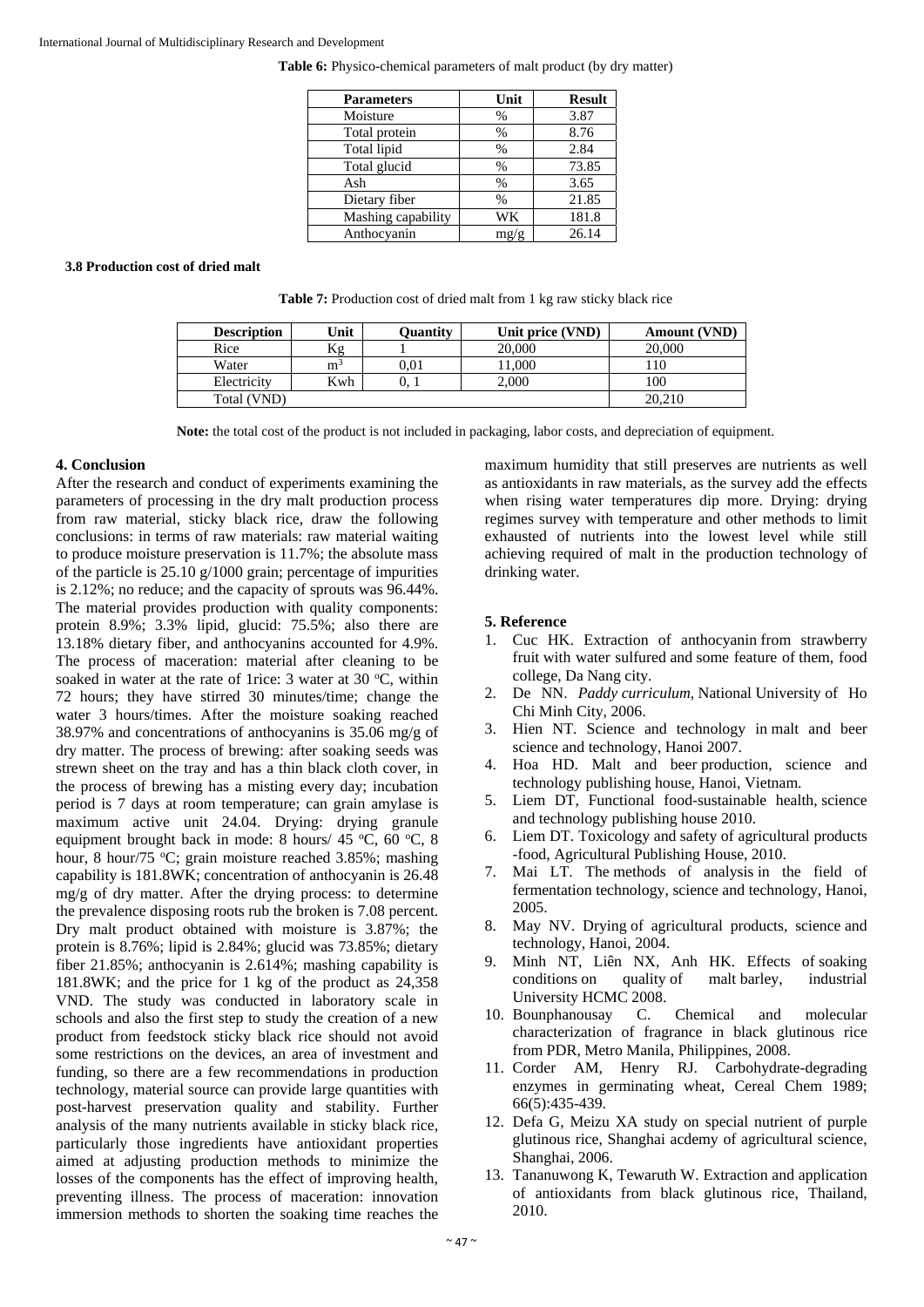**Table 6:** Physico-chemical parameters of malt product (by dry matter)

| Parameters | Unit | Result |
|---|---|---|
| Moisture | % | 3.87 |
| Total protein | % | 8.76 |
| Total lipid | % | 2.84 |
| Total glucid | % | 73.85 |
| Ash | % | 3.65 |
| Dietary fiber | % | 21.85 |
| Mashing capability | WK | 181.8 |
| Anthocyanin | mg/g | 26.14 |

### 3.8 Production cost of dried malt

**Table 7:** Production cost of dried malt from 1 kg raw sticky black rice

| Description | Unit | Quantity | Unit price (VND) | Amount (VND) |
|---|---|---|---|---|
| Rice | Kg | 1 | 20,000 | 20,000 |
| Water | $m^3$ | 0,01 | 11,000 | 110 |
| Electricity | Kwh | 0, 1 | 2,000 | 100 |
| Total (VND) | | | | 20,210 |

**Note:** the total cost of the product is not included in packaging, labor costs, and depreciation of equipment.

## 4. Conclusion

After the research and conduct of experiments examining the parameters of processing in the dry malt production process from raw material, sticky black rice, draw the following conclusions: in terms of raw materials: raw material waiting to produce moisture preservation is 11.7%; the absolute mass of the particle is 25.10 g/1000 grain; percentage of impurities is 2.12%; no reduce; and the capacity of sprouts was 96.44%. The material provides production with quality components: protein 8.9%; 3.3% lipid, glucid: 75.5%; also there are 13.18% dietary fiber, and anthocyanins accounted for 4.9%. The process of maceration: material after cleaning to be soaked in water at the rate of 1rice: 3 water at 30 °C, within 72 hours; they have stirred 30 minutes/time; change the water 3 hours/times. After the moisture soaking reached 38.97% and concentrations of anthocyanins is 35.06 mg/g of dry matter. The process of brewing: after soaking seeds was strewn sheet on the tray and has a thin black cloth cover, in the process of brewing has a misting every day; incubation period is 7 days at room temperature; can grain amylase is maximum active unit 24.04. Drying: drying granule equipment brought back in mode: 8 hours/ 45 °C, 60 °C, 8 hour, 8 hour/75 °C; grain moisture reached 3.85%; mashing capability is 181.8WK; concentration of anthocyanin is 26.48 mg/g of dry matter. After the drying process: to determine the prevalence disposing roots rub the broken is 7.08 percent. Dry malt product obtained with moisture is 3.87%; the protein is 8.76%; lipid is 2.84%; glucid was 73.85%; dietary fiber 21.85%; anthocyanin is 2.614%; mashing capability is 181.8WK; and the price for 1 kg of the product as 24,358 VND. The study was conducted in laboratory scale in schools and also the first step to study the creation of a new product from feedstock sticky black rice should not avoid some restrictions on the devices, an area of investment and funding, so there are a few recommendations in production technology, material source can provide large quantities with post-harvest preservation quality and stability. Further analysis of the many nutrients available in sticky black rice, particularly those ingredients have antioxidant properties aimed at adjusting production methods to minimize the losses of the components has the effect of improving health, preventing illness. The process of maceration: innovation immersion methods to shorten the soaking time reaches the maximum humidity that still preserves are nutrients as well as antioxidants in raw materials, as the survey add the effects when rising water temperatures dip more. Drying: drying regimes survey with temperature and other methods to limit exhausted of nutrients into the lowest level while still achieving required of malt in the production technology of drinking water.

## 5. Reference

1. Cuc HK. Extraction of anthocyanin from strawberry fruit with water sulfured and some feature of them, food college, Da Nang city.
2. De NN. *Paddy curriculum*, National University of Ho Chi Minh City, 2006.
3. Hien NT. Science and technology in malt and beer science and technology, Hanoi 2007.
4. Hoa HD. Malt and beer production, science and technology publishing house, Hanoi, Vietnam.
5. Liem DT, Functional food-sustainable health, science and technology publishing house 2010.
6. Liem DT. Toxicology and safety of agricultural products -food, Agricultural Publishing House, 2010.
7. Mai LT. The methods of analysis in the field of fermentation technology, science and technology, Hanoi, 2005.
8. May NV. Drying of agricultural products, science and technology, Hanoi, 2004.
9. Minh NT, Liên NX, Anh HK. Effects of soaking conditions on quality of malt barley, industrial University HCMC 2008.
10. Bounphanousay C. Chemical and molecular characterization of fragrance in black glutinous rice from PDR, Metro Manila, Philippines, 2008.
11. Corder AM, Henry RJ. Carbohydrate-degrading enzymes in germinating wheat, Cereal Chem 1989; 66(5):435-439.
12. Defa G, Meizu XA study on special nutrient of purple glutinous rice, Shanghai acdemy of agricultural science, Shanghai, 2006.
13. Tananuwong K, Tewaruth W. Extraction and application of antioxidants from black glutinous rice, Thailand, 2010.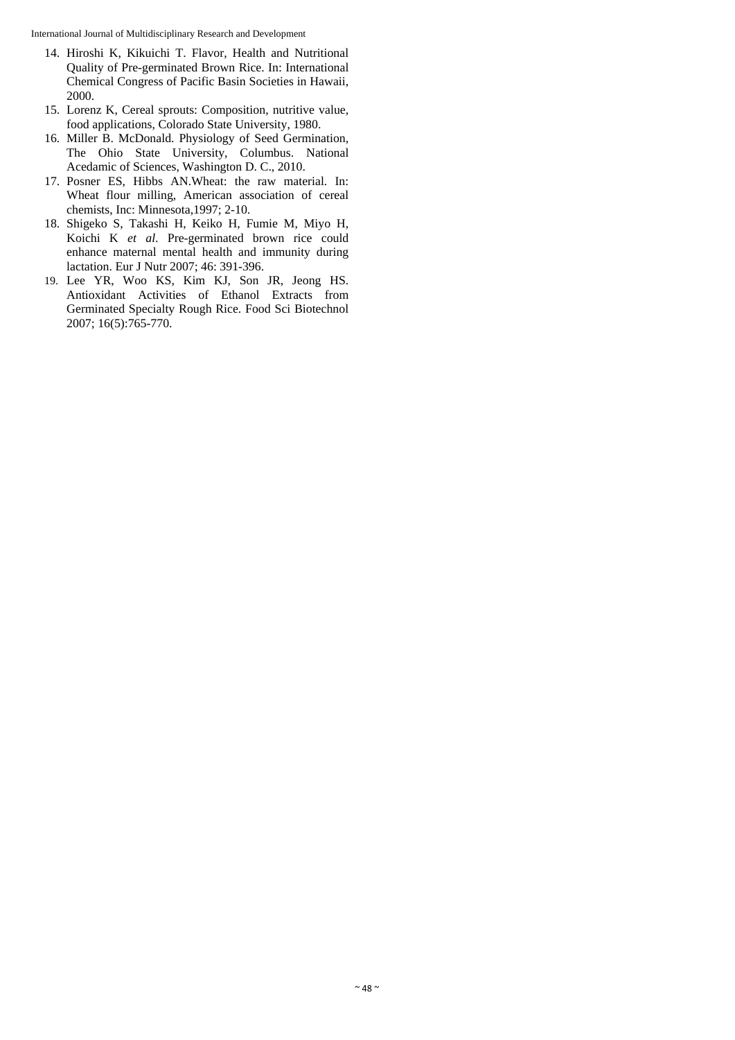14. Hiroshi K, Kikuichi T. Flavor, Health and Nutritional Quality of Pre-germinated Brown Rice. In: International Chemical Congress of Pacific Basin Societies in Hawaii, 2000.
15. Lorenz K, Cereal sprouts: Composition, nutritive value, food applications, Colorado State University, 1980.
16. Miller B. McDonald. Physiology of Seed Germination, The Ohio State University, Columbus. National Acedamic of Sciences, Washington D. C., 2010.
17. Posner ES, Hibbs AN.Wheat: the raw material. In: Wheat flour milling, American association of cereal chemists, Inc: Minnesota,1997; 2-10.
18. Shigeko S, Takashi H, Keiko H, Fumie M, Miyo H, Koichi K *et al*. Pre-germinated brown rice could enhance maternal mental health and immunity during lactation. Eur J Nutr 2007; 46: 391-396.
19. Lee YR, Woo KS, Kim KJ, Son JR, Jeong HS. Antioxidant Activities of Ethanol Extracts from Germinated Specialty Rough Rice. Food Sci Biotechnol 2007; 16(5):765-770.